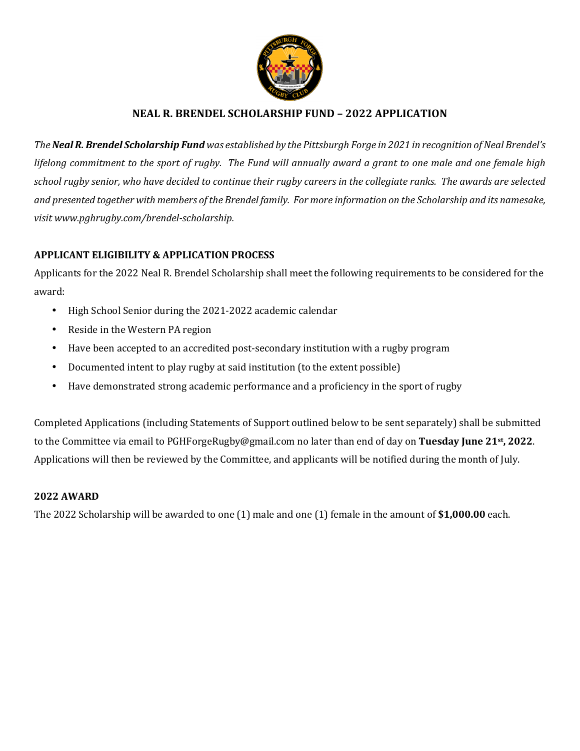# NEAL R. BRENDEL SCHOLARSHIP FUND – 2022 APPLICATION

*The **Neal R. Brendel Scholarship Fund** was established by the Pittsburgh Forge in 2021 in recognition of Neal Brendel's lifelong commitment to the sport of rugby. The Fund will annually award a grant to one male and one female high school rugby senior, who have decided to continue their rugby careers in the collegiate ranks. The awards are selected and presented together with members of the Brendel family. For more information on the Scholarship and its namesake, visit www.pghrugby.com/brendel-scholarship.*

## APPLICANT ELIGIBILITY & APPLICATION PROCESS

Applicants for the 2022 Neal R. Brendel Scholarship shall meet the following requirements to be considered for the award:

- High School Senior during the 2021-2022 academic calendar
- Reside in the Western PA region
- Have been accepted to an accredited post-secondary institution with a rugby program
- Documented intent to play rugby at said institution (to the extent possible)
- Have demonstrated strong academic performance and a proficiency in the sport of rugby

Completed Applications (including Statements of Support outlined below to be sent separately) shall be submitted to the Committee via email to PGHForgeRugby@gmail.com no later than end of day on **Tuesday June 21st, 2022**. Applications will then be reviewed by the Committee, and applicants will be notified during the month of July.

## 2022 AWARD

The 2022 Scholarship will be awarded to one (1) male and one (1) female in the amount of **$1,000.00** each.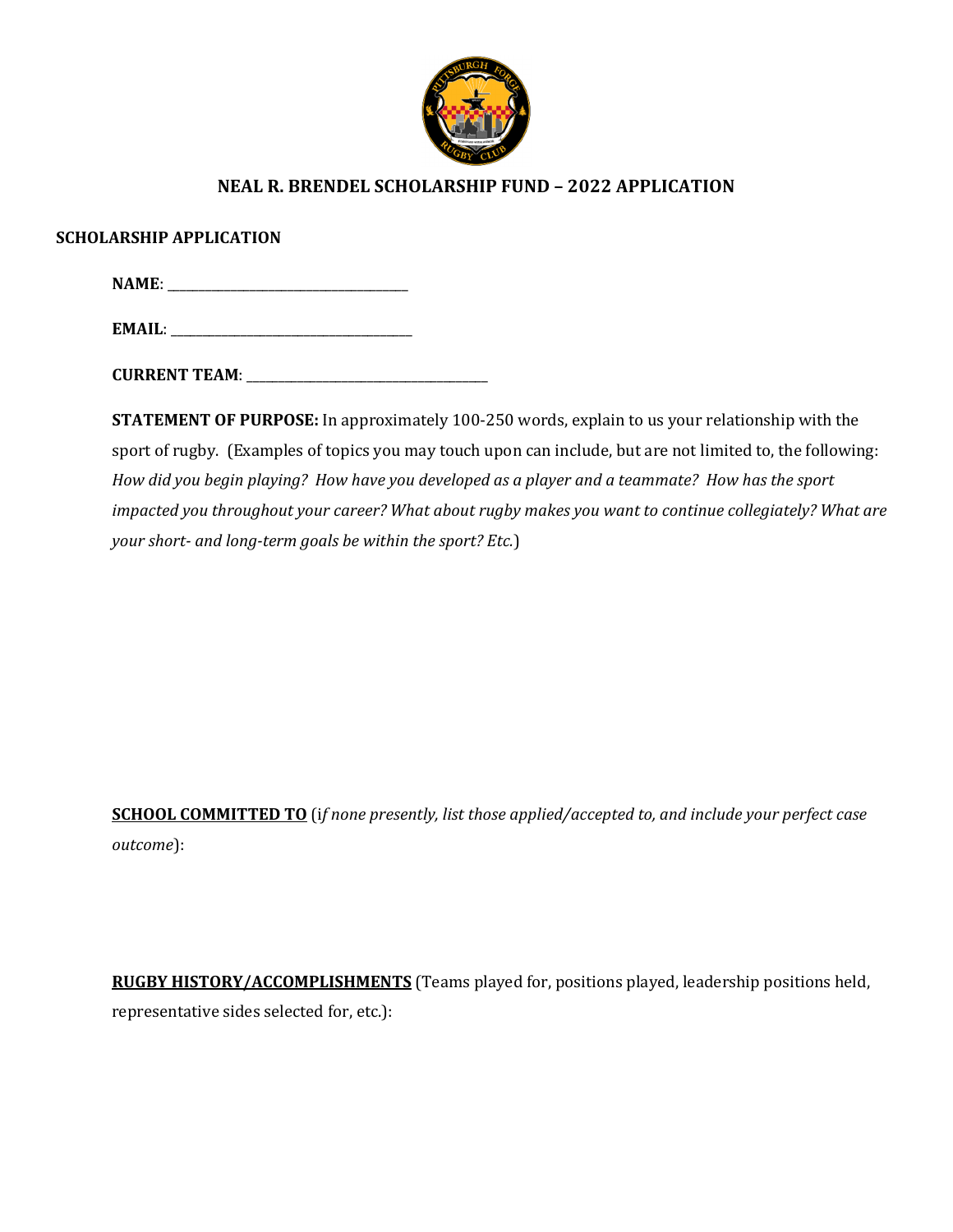## NEAL R. BRENDEL SCHOLARSHIP FUND – 2022 APPLICATION

**SCHOLARSHIP APPLICATION**

**NAME**: ___________________________________

**EMAIL**: ___________________________________

**CURRENT TEAM**: ___________________________________

**STATEMENT OF PURPOSE:** In approximately 100-250 words, explain to us your relationship with the sport of rugby. (Examples of topics you may touch upon can include, but are not limited to, the following: *How did you begin playing? How have you developed as a player and a teammate? How has the sport impacted you throughout your career? What about rugby makes you want to continue collegiately? What are your short- and long-term goals be within the sport? Etc.*)

<u>**SCHOOL COMMITTED TO**</u> (i*f none presently, list those applied/accepted to, and include your perfect case outcome*):

<u>**RUGBY HISTORY/ACCOMPLISHMENTS**</u> (Teams played for, positions played, leadership positions held, representative sides selected for, etc.):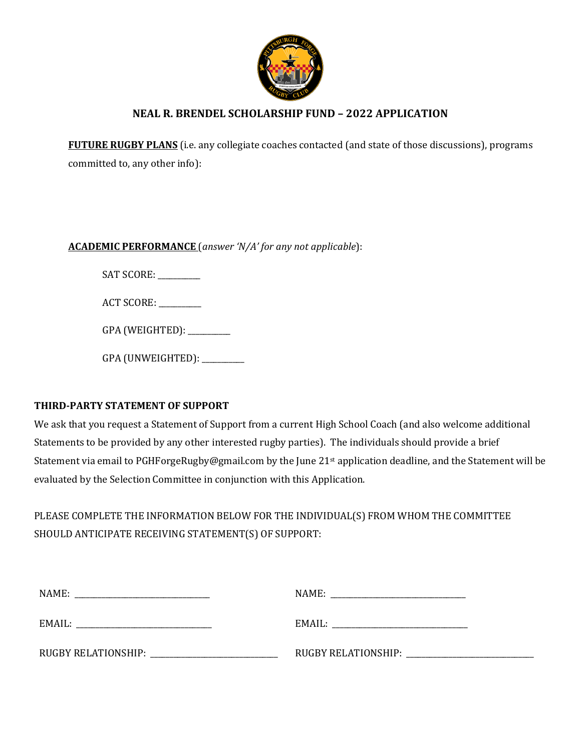## NEAL R. BRENDEL SCHOLARSHIP FUND – 2022 APPLICATION

**FUTURE RUGBY PLANS** (i.e. any collegiate coaches contacted (and state of those discussions), programs committed to, any other info):

**ACADEMIC PERFORMANCE** (*answer 'N/A' for any not applicable*):

SAT SCORE: __________

ACT SCORE: __________

GPA (WEIGHTED): __________

GPA (UNWEIGHTED): __________

**THIRD-PARTY STATEMENT OF SUPPORT**

We ask that you request a Statement of Support from a current High School Coach (and also welcome additional Statements to be provided by any other interested rugby parties). The individuals should provide a brief Statement via email to PGHForgeRugby@gmail.com by the June 21st application deadline, and the Statement will be evaluated by the Selection Committee in conjunction with this Application.

PLEASE COMPLETE THE INFORMATION BELOW FOR THE INDIVIDUAL(S) FROM WHOM THE COMMITTEE SHOULD ANTICIPATE RECEIVING STATEMENT(S) OF SUPPORT:

NAME: ______________________________

EMAIL: ______________________________

RUGBY RELATIONSHIP: ______________________________

NAME: ______________________________

EMAIL: ______________________________

RUGBY RELATIONSHIP: ______________________________